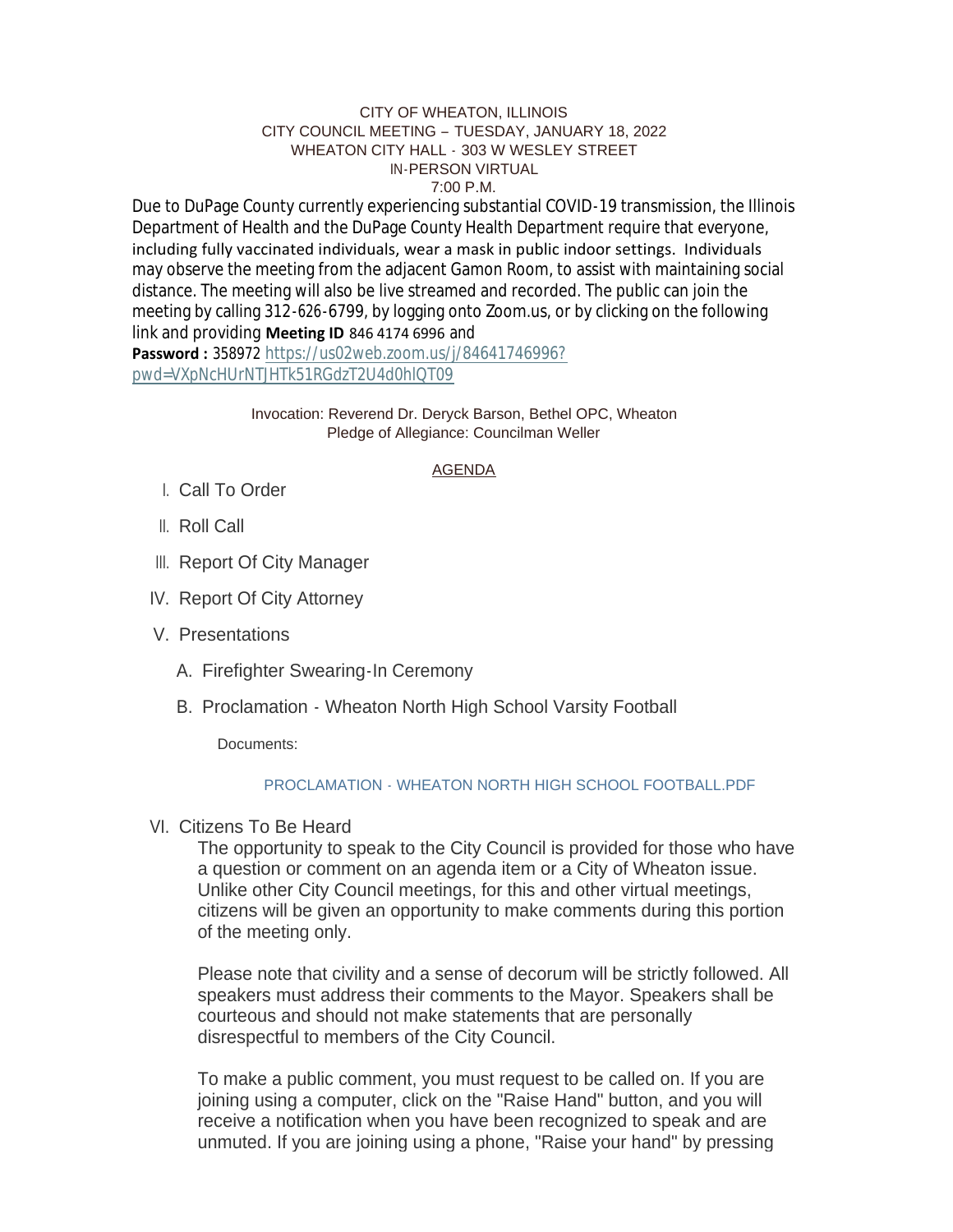CITY OF WHEATON, ILLINOIS
CITY COUNCIL MEETING – TUESDAY, JANUARY 18, 2022
WHEATON CITY HALL - 303 W WESLEY STREET
IN-PERSON VIRTUAL
7:00 P.M.

Due to DuPage County currently experiencing substantial COVID-19 transmission, the Illinois Department of Health and the DuPage County Health Department require that everyone, including fully vaccinated individuals, wear a mask in public indoor settings. Individuals may observe the meeting from the adjacent Gamon Room, to assist with maintaining social distance. The meeting will also be live streamed and recorded. The public can join the meeting by calling 312-626-6799, by logging onto Zoom.us, or by clicking on the following link and providing **Meeting ID** 846 4174 6996 and **Password :** 358972 https://us02web.zoom.us/j/84641746996?pwd=VXpNcHUrNTJHTk51RGdzT2U4d0hlQT09

Invocation: Reverend Dr. Deryck Barson, Bethel OPC, Wheaton
Pledge of Allegiance: Councilman Weller

AGENDA

I. Call To Order

II. Roll Call

III. Report Of City Manager

IV. Report Of City Attorney

V. Presentations

   A. Firefighter Swearing-In Ceremony

   B. Proclamation - Wheaton North High School Varsity Football

      Documents:

      PROCLAMATION - WHEATON NORTH HIGH SCHOOL FOOTBALL.PDF

VI. Citizens To Be Heard

   The opportunity to speak to the City Council is provided for those who have a question or comment on an agenda item or a City of Wheaton issue. Unlike other City Council meetings, for this and other virtual meetings, citizens will be given an opportunity to make comments during this portion of the meeting only.

   Please note that civility and a sense of decorum will be strictly followed. All speakers must address their comments to the Mayor. Speakers shall be courteous and should not make statements that are personally disrespectful to members of the City Council.

   To make a public comment, you must request to be called on. If you are joining using a computer, click on the "Raise Hand" button, and you will receive a notification when you have been recognized to speak and are unmuted. If you are joining using a phone, "Raise your hand" by pressing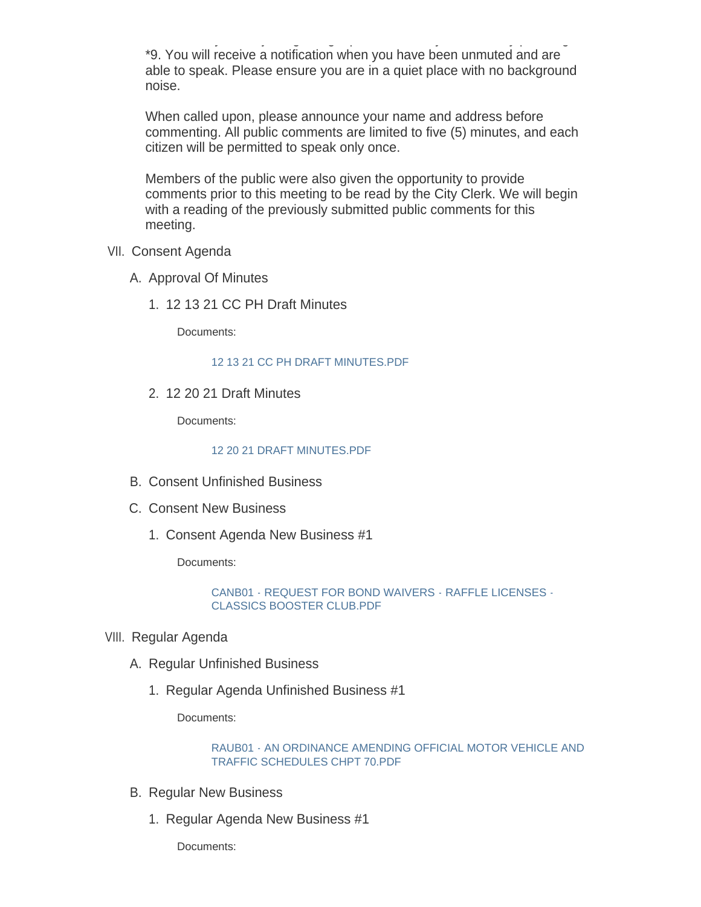*9. You will receive a notification when you have been unmuted and are able to speak. Please ensure you are in a quiet place with no background noise.

When called upon, please announce your name and address before commenting. All public comments are limited to five (5) minutes, and each citizen will be permitted to speak only once.

Members of the public were also given the opportunity to provide comments prior to this meeting to be read by the City Clerk. We will begin with a reading of the previously submitted public comments for this meeting.

VII. Consent Agenda

A. Approval Of Minutes

1. 12 13 21 CC PH Draft Minutes

Documents:

12 13 21 CC PH DRAFT MINUTES.PDF

2. 12 20 21 Draft Minutes

Documents:

12 20 21 DRAFT MINUTES.PDF

B. Consent Unfinished Business

C. Consent New Business

1. Consent Agenda New Business #1

Documents:

CANB01 - REQUEST FOR BOND WAIVERS - RAFFLE LICENSES - CLASSICS BOOSTER CLUB.PDF

VIII. Regular Agenda

A. Regular Unfinished Business

1. Regular Agenda Unfinished Business #1

Documents:

RAUB01 - AN ORDINANCE AMENDING OFFICIAL MOTOR VEHICLE AND TRAFFIC SCHEDULES CHPT 70.PDF

B. Regular New Business

1. Regular Agenda New Business #1

Documents: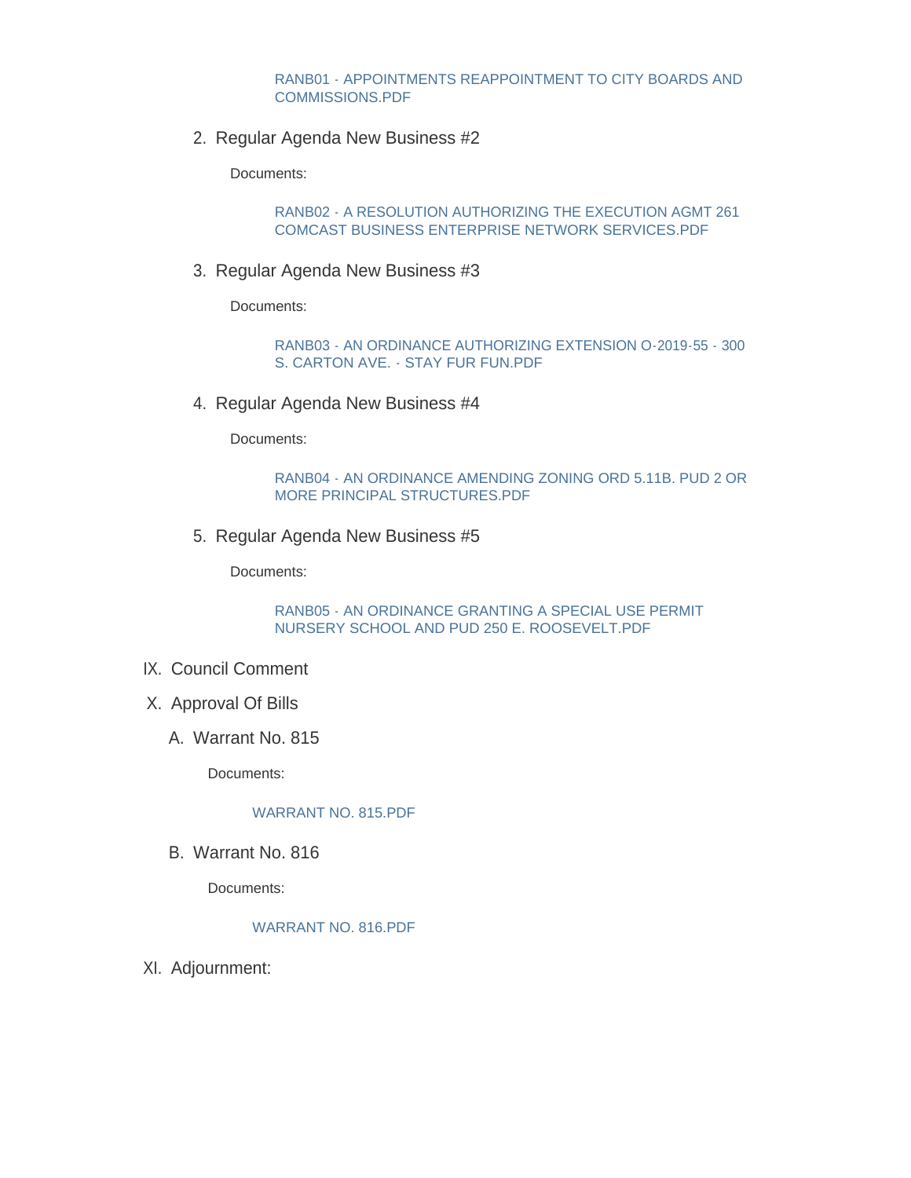RANB01 - APPOINTMENTS REAPPOINTMENT TO CITY BOARDS AND COMMISSIONS.PDF

2. Regular Agenda New Business #2

   Documents:

   RANB02 - A RESOLUTION AUTHORIZING THE EXECUTION AGMT 261 COMCAST BUSINESS ENTERPRISE NETWORK SERVICES.PDF

3. Regular Agenda New Business #3

   Documents:

   RANB03 - AN ORDINANCE AUTHORIZING EXTENSION O-2019-55 - 300 S. CARTON AVE. - STAY FUR FUN.PDF

4. Regular Agenda New Business #4

   Documents:

   RANB04 - AN ORDINANCE AMENDING ZONING ORD 5.11B. PUD 2 OR MORE PRINCIPAL STRUCTURES.PDF

5. Regular Agenda New Business #5

   Documents:

   RANB05 - AN ORDINANCE GRANTING A SPECIAL USE PERMIT NURSERY SCHOOL AND PUD 250 E. ROOSEVELT.PDF

IX. Council Comment

X. Approval Of Bills

A. Warrant No. 815

   Documents:

   WARRANT NO. 815.PDF

B. Warrant No. 816

   Documents:

   WARRANT NO. 816.PDF

XI. Adjournment: